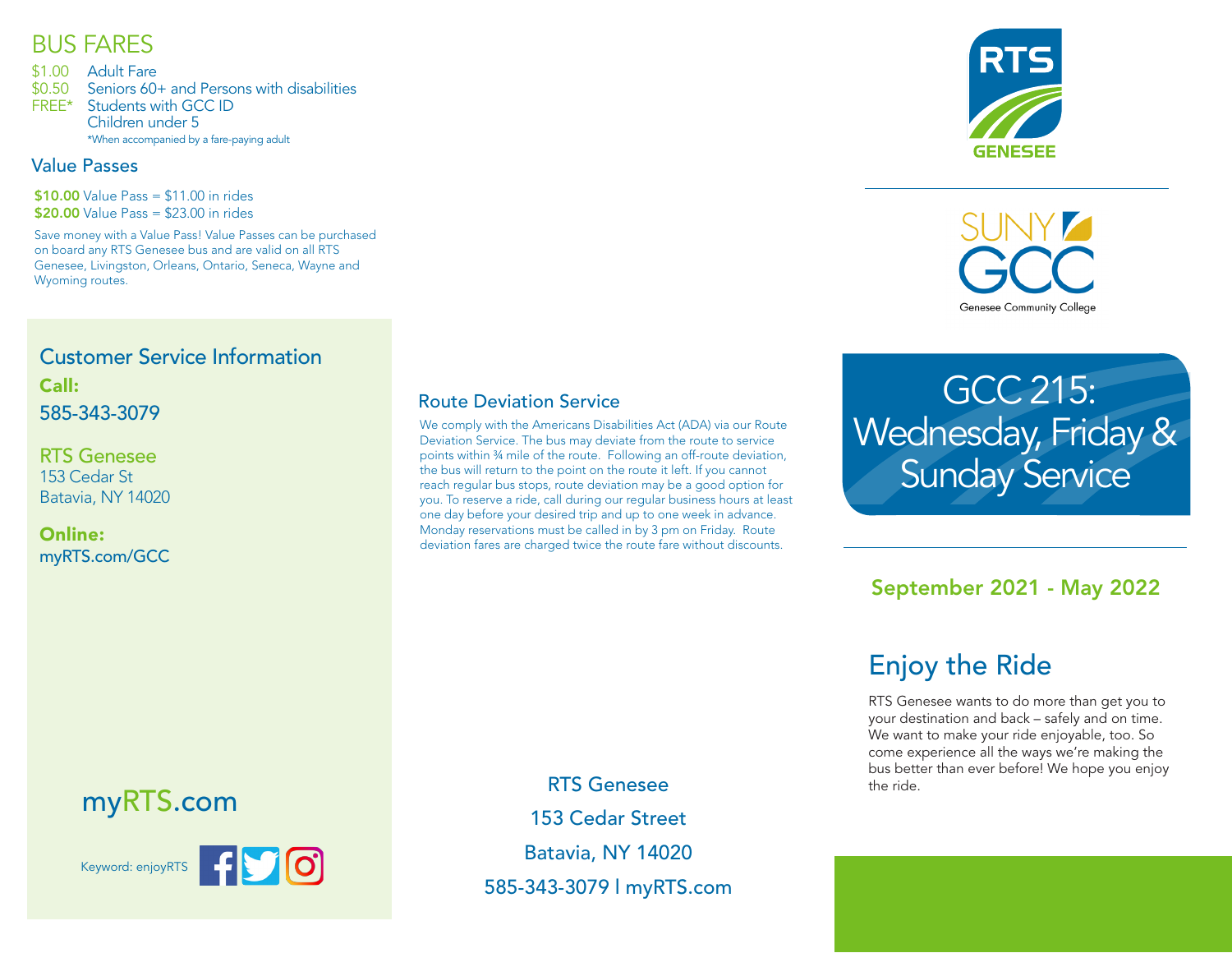## BUS FARES

$1.00 Adult Fare
$0.50 Seniors 60+ and Persons with disabilities
FREE* Students with GCC ID
Children under 5
*When accompanied by a fare-paying adult

### Value Passes

**$10.00** Value Pass = $11.00 in rides
**$20.00** Value Pass = $23.00 in rides

Save money with a Value Pass! Value Passes can be purchased on board any RTS Genesee bus and are valid on all RTS Genesee, Livingston, Orleans, Ontario, Seneca, Wayne and Wyoming routes.

### Customer Service Information

**Call:**
585-343-3079

RTS Genesee
153 Cedar St
Batavia, NY 14020

**Online:**
myRTS.com/GCC

myRTS.com

Keyword: enjoyRTS

### Route Deviation Service

We comply with the Americans Disabilities Act (ADA) via our Route Deviation Service. The bus may deviate from the route to service points within ¾ mile of the route. Following an off-route deviation, the bus will return to the point on the route it left. If you cannot reach regular bus stops, route deviation may be a good option for you. To reserve a ride, call during our regular business hours at least one day before your desired trip and up to one week in advance. Monday reservations must be called in by 3 pm on Friday. Route deviation fares are charged twice the route fare without discounts.

RTS Genesee
153 Cedar Street
Batavia, NY 14020
585-343-3079 | myRTS.com

RTS GENESEE

SUNY GCC
Genesee Community College

# GCC 215: Wednesday, Friday & Sunday Service

**September 2021 - May 2022**

## Enjoy the Ride

RTS Genesee wants to do more than get you to your destination and back – safely and on time. We want to make your ride enjoyable, too. So come experience all the ways we're making the bus better than ever before! We hope you enjoy the ride.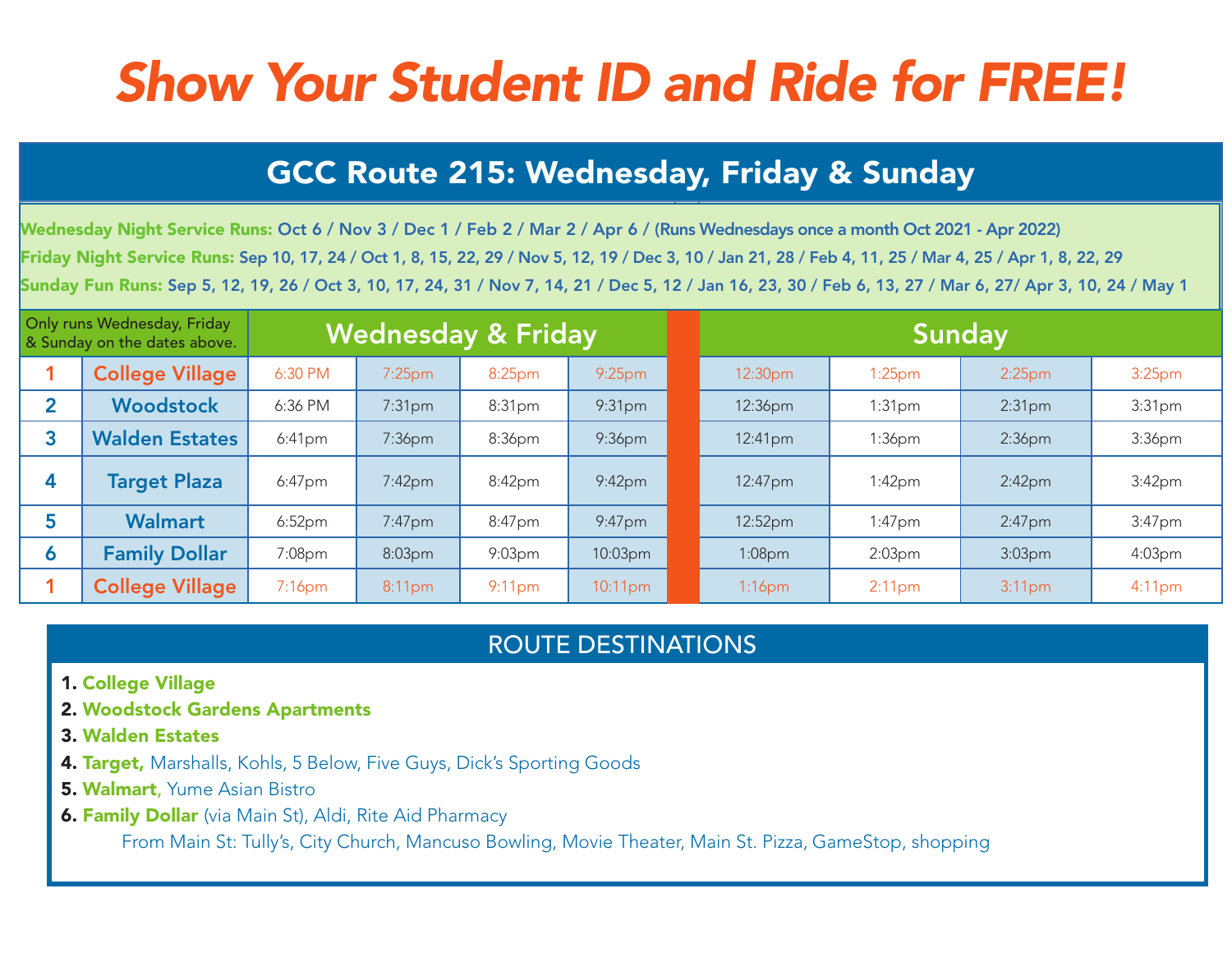# Show Your Student ID and Ride for FREE!

## GCC Route 215: Wednesday, Friday & Sunday

**Wednesday Night Service Runs:** Oct 6 / Nov 3 / Dec 1 / Feb 2 / Mar 2 / Apr 6 / (Runs Wednesdays once a month Oct 2021 - Apr 2022)

**Friday Night Service Runs:** Sep 10, 17, 24 / Oct 1, 8, 15, 22, 29 / Nov 5, 12, 19 / Dec 3, 10 / Jan 21, 28 / Feb 4, 11, 25 / Mar 4, 25 / Apr 1, 8, 22, 29

**Sunday Fun Runs:** Sep 5, 12, 19, 26 / Oct 3, 10, 17, 24, 31 / Nov 7, 14, 21 / Dec 5, 12 / Jan 16, 23, 30 / Feb 6, 13, 27 / Mar 6, 27/ Apr 3, 10, 24 / May 1

| Only runs Wednesday, Friday & Sunday on the dates above. | | Wednesday & Friday | | | | Sunday | | | |
|---|---|---|---|---|---|---|---|---|---|
| 1 | College Village | 6:30 PM | 7:25pm | 8:25pm | 9:25pm | 12:30pm | 1:25pm | 2:25pm | 3:25pm |
| 2 | Woodstock | 6:36 PM | 7:31pm | 8:31pm | 9:31pm | 12:36pm | 1:31pm | 2:31pm | 3:31pm |
| 3 | Walden Estates | 6:41pm | 7:36pm | 8:36pm | 9:36pm | 12:41pm | 1:36pm | 2:36pm | 3:36pm |
| 4 | Target Plaza | 6:47pm | 7:42pm | 8:42pm | 9:42pm | 12:47pm | 1:42pm | 2:42pm | 3:42pm |
| 5 | Walmart | 6:52pm | 7:47pm | 8:47pm | 9:47pm | 12:52pm | 1:47pm | 2:47pm | 3:47pm |
| 6 | Family Dollar | 7:08pm | 8:03pm | 9:03pm | 10:03pm | 1:08pm | 2:03pm | 3:03pm | 4:03pm |
| 1 | College Village | 7:16pm | 8:11pm | 9:11pm | 10:11pm | 1:16pm | 2:11pm | 3:11pm | 4:11pm |

## ROUTE DESTINATIONS

1. **College Village**
2. **Woodstock Gardens Apartments**
3. **Walden Estates**
4. **Target,** Marshalls, Kohls, 5 Below, Five Guys, Dick's Sporting Goods
5. **Walmart**, Yume Asian Bistro
6. **Family Dollar** (via Main St), Aldi, Rite Aid Pharmacy
   From Main St: Tully's, City Church, Mancuso Bowling, Movie Theater, Main St. Pizza, GameStop, shopping